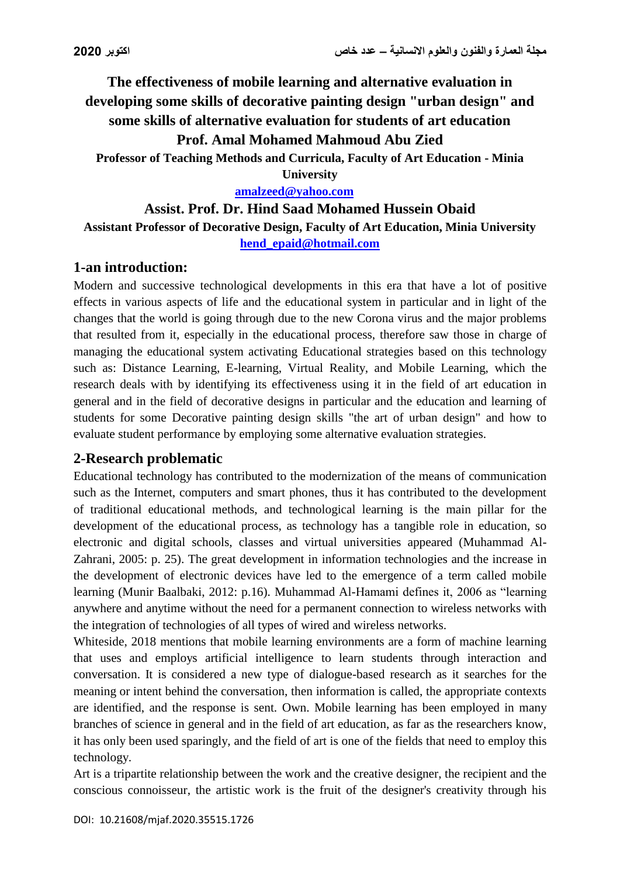# The effectiveness of mobile learning and alternative evaluation in developing some skills of decorative painting design "urban design" and some skills of alternative evaluation for students of art education

**Prof. Amal Mohamed Mahmoud Abu Zied**

**Professor of Teaching Methods and Curricula, Faculty of Art Education - Minia University**

amalzeed@yahoo.com

**Assist. Prof. Dr. Hind Saad Mohamed Hussein Obaid**

**Assistant Professor of Decorative Design, Faculty of Art Education, Minia University**

hend_epaid@hotmail.com

## 1-an introduction:

Modern and successive technological developments in this era that have a lot of positive effects in various aspects of life and the educational system in particular and in light of the changes that the world is going through due to the new Corona virus and the major problems that resulted from it, especially in the educational process, therefore saw those in charge of managing the educational system activating Educational strategies based on this technology such as: Distance Learning, E-learning, Virtual Reality, and Mobile Learning, which the research deals with by identifying its effectiveness using it in the field of art education in general and in the field of decorative designs in particular and the education and learning of students for some Decorative painting design skills "the art of urban design" and how to evaluate student performance by employing some alternative evaluation strategies.

## 2-Research problematic

Educational technology has contributed to the modernization of the means of communication such as the Internet, computers and smart phones, thus it has contributed to the development of traditional educational methods, and technological learning is the main pillar for the development of the educational process, as technology has a tangible role in education, so electronic and digital schools, classes and virtual universities appeared (Muhammad Al-Zahrani, 2005: p. 25). The great development in information technologies and the increase in the development of electronic devices have led to the emergence of a term called mobile learning (Munir Baalbaki, 2012: p.16). Muhammad Al-Hamami defines it, 2006 as "learning anywhere and anytime without the need for a permanent connection to wireless networks with the integration of technologies of all types of wired and wireless networks.

Whiteside, 2018 mentions that mobile learning environments are a form of machine learning that uses and employs artificial intelligence to learn students through interaction and conversation. It is considered a new type of dialogue-based research as it searches for the meaning or intent behind the conversation, then information is called, the appropriate contexts are identified, and the response is sent. Own. Mobile learning has been employed in many branches of science in general and in the field of art education, as far as the researchers know, it has only been used sparingly, and the field of art is one of the fields that need to employ this technology.

Art is a tripartite relationship between the work and the creative designer, the recipient and the conscious connoisseur, the artistic work is the fruit of the designer's creativity through his

DOI: 10.21608/mjaf.2020.35515.1726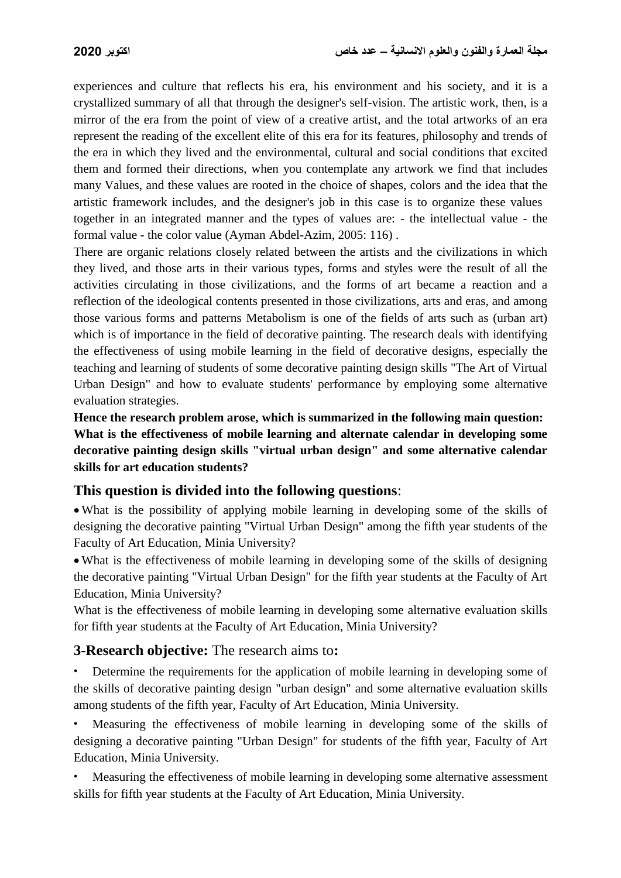experiences and culture that reflects his era, his environment and his society, and it is a crystallized summary of all that through the designer's self-vision. The artistic work, then, is a mirror of the era from the point of view of a creative artist, and the total artworks of an era represent the reading of the excellent elite of this era for its features, philosophy and trends of the era in which they lived and the environmental, cultural and social conditions that excited them and formed their directions, when you contemplate any artwork we find that includes many Values, and these values are rooted in the choice of shapes, colors and the idea that the artistic framework includes, and the designer's job in this case is to organize these values together in an integrated manner and the types of values are: - the intellectual value - the formal value - the color value (Ayman Abdel-Azim, 2005: 116) .

There are organic relations closely related between the artists and the civilizations in which they lived, and those arts in their various types, forms and styles were the result of all the activities circulating in those civilizations, and the forms of art became a reaction and a reflection of the ideological contents presented in those civilizations, arts and eras, and among those various forms and patterns Metabolism is one of the fields of arts such as (urban art) which is of importance in the field of decorative painting. The research deals with identifying the effectiveness of using mobile learning in the field of decorative designs, especially the teaching and learning of students of some decorative painting design skills "The Art of Virtual Urban Design" and how to evaluate students' performance by employing some alternative evaluation strategies.

**Hence the research problem arose, which is summarized in the following main question: What is the effectiveness of mobile learning and alternate calendar in developing some decorative painting design skills "virtual urban design" and some alternative calendar skills for art education students?**

## This question is divided into the following questions:

- What is the possibility of applying mobile learning in developing some of the skills of designing the decorative painting "Virtual Urban Design" among the fifth year students of the Faculty of Art Education, Minia University?
- What is the effectiveness of mobile learning in developing some of the skills of designing the decorative painting "Virtual Urban Design" for the fifth year students at the Faculty of Art Education, Minia University?

What is the effectiveness of mobile learning in developing some alternative evaluation skills for fifth year students at the Faculty of Art Education, Minia University?

## 3-Research objective: The research aims to:

- Determine the requirements for the application of mobile learning in developing some of the skills of decorative painting design "urban design" and some alternative evaluation skills among students of the fifth year, Faculty of Art Education, Minia University.
- Measuring the effectiveness of mobile learning in developing some of the skills of designing a decorative painting "Urban Design" for students of the fifth year, Faculty of Art Education, Minia University.
- Measuring the effectiveness of mobile learning in developing some alternative assessment skills for fifth year students at the Faculty of Art Education, Minia University.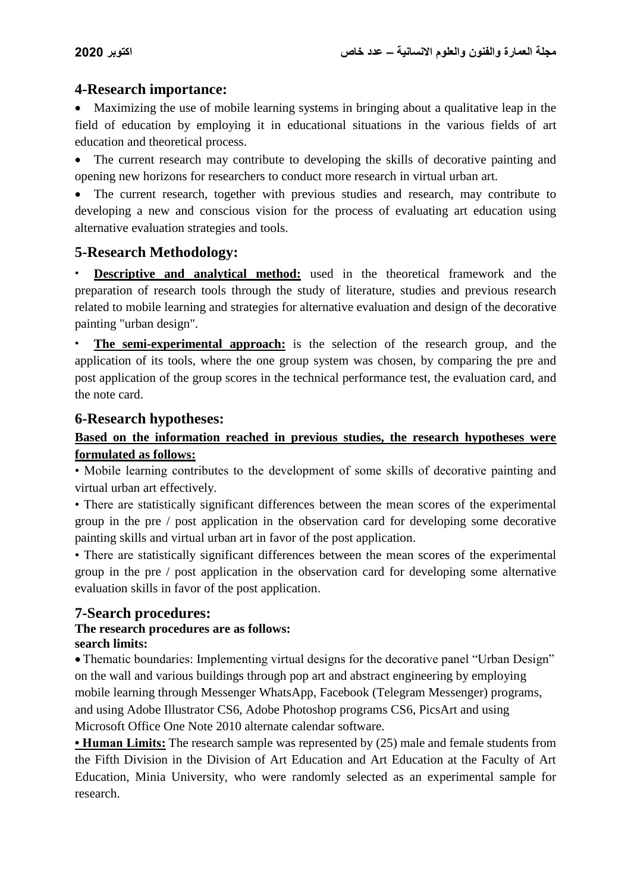## 4-Research importance:

- Maximizing the use of mobile learning systems in bringing about a qualitative leap in the field of education by employing it in educational situations in the various fields of art education and theoretical process.
- The current research may contribute to developing the skills of decorative painting and opening new horizons for researchers to conduct more research in virtual urban art.
- The current research, together with previous studies and research, may contribute to developing a new and conscious vision for the process of evaluating art education using alternative evaluation strategies and tools.

## 5-Research Methodology:

- **Descriptive and analytical method:** used in the theoretical framework and the preparation of research tools through the study of literature, studies and previous research related to mobile learning and strategies for alternative evaluation and design of the decorative painting "urban design".
- **The semi-experimental approach:** is the selection of the research group, and the application of its tools, where the one group system was chosen, by comparing the pre and post application of the group scores in the technical performance test, the evaluation card, and the note card.

## 6-Research hypotheses:

**Based on the information reached in previous studies, the research hypotheses were formulated as follows:**

• Mobile learning contributes to the development of some skills of decorative painting and virtual urban art effectively.

• There are statistically significant differences between the mean scores of the experimental group in the pre / post application in the observation card for developing some decorative painting skills and virtual urban art in favor of the post application.

• There are statistically significant differences between the mean scores of the experimental group in the pre / post application in the observation card for developing some alternative evaluation skills in favor of the post application.

## 7-Search procedures:

**The research procedures are as follows:**

**search limits:**

- Thematic boundaries: Implementing virtual designs for the decorative panel "Urban Design" on the wall and various buildings through pop art and abstract engineering by employing mobile learning through Messenger WhatsApp, Facebook (Telegram Messenger) programs, and using Adobe Illustrator CS6, Adobe Photoshop programs CS6, PicsArt and using Microsoft Office One Note 2010 alternate calendar software.

**• Human Limits:** The research sample was represented by (25) male and female students from the Fifth Division in the Division of Art Education and Art Education at the Faculty of Art Education, Minia University, who were randomly selected as an experimental sample for research.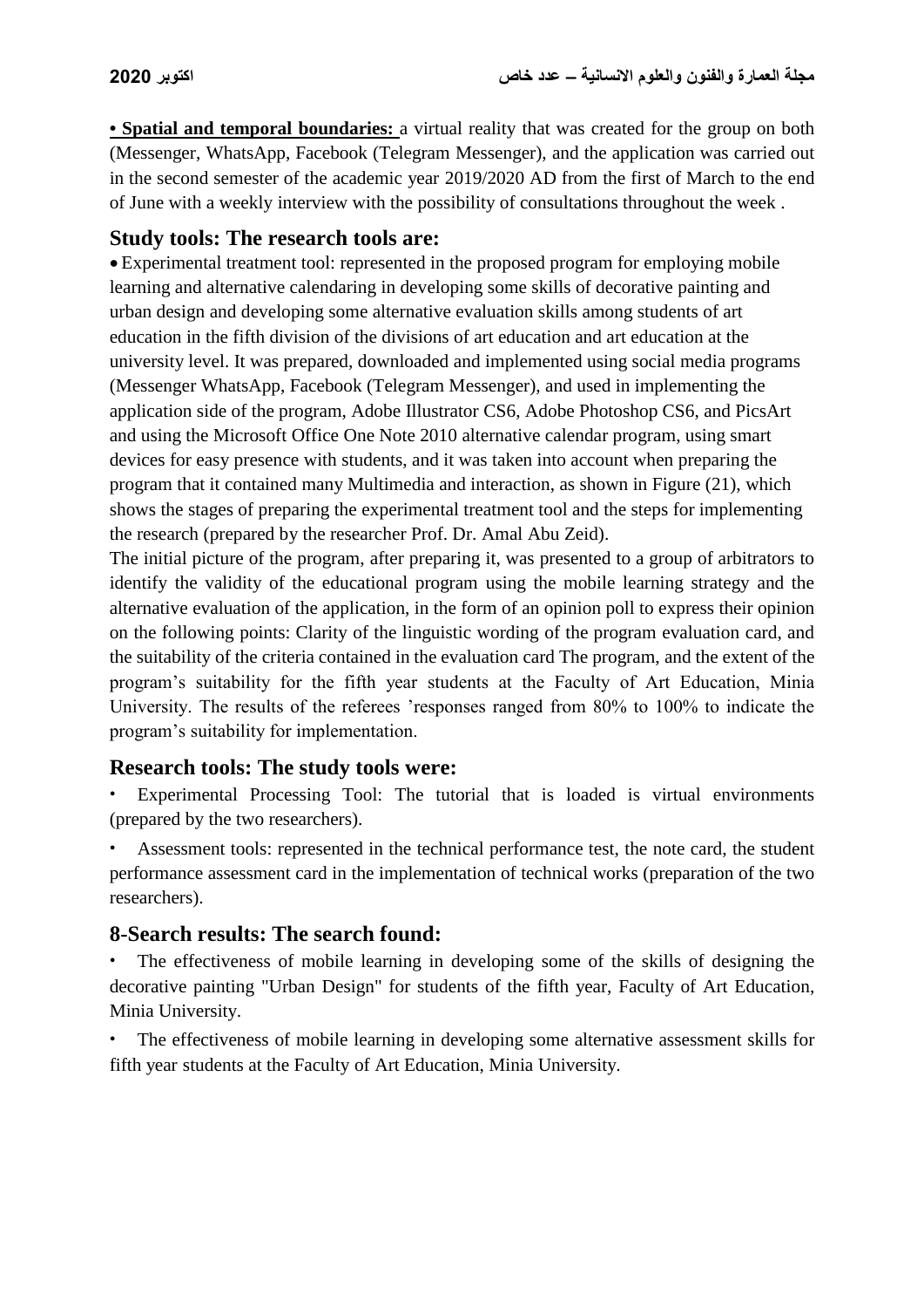**• Spatial and temporal boundaries:** a virtual reality that was created for the group on both (Messenger, WhatsApp, Facebook (Telegram Messenger), and the application was carried out in the second semester of the academic year 2019/2020 AD from the first of March to the end of June with a weekly interview with the possibility of consultations throughout the week .

## Study tools: The research tools are:

- Experimental treatment tool: represented in the proposed program for employing mobile learning and alternative calendaring in developing some skills of decorative painting and urban design and developing some alternative evaluation skills among students of art education in the fifth division of the divisions of art education and art education at the university level. It was prepared, downloaded and implemented using social media programs (Messenger WhatsApp, Facebook (Telegram Messenger), and used in implementing the application side of the program, Adobe Illustrator CS6, Adobe Photoshop CS6, and PicsArt and using the Microsoft Office One Note 2010 alternative calendar program, using smart devices for easy presence with students, and it was taken into account when preparing the program that it contained many Multimedia and interaction, as shown in Figure (21), which shows the stages of preparing the experimental treatment tool and the steps for implementing the research (prepared by the researcher Prof. Dr. Amal Abu Zeid).

The initial picture of the program, after preparing it, was presented to a group of arbitrators to identify the validity of the educational program using the mobile learning strategy and the alternative evaluation of the application, in the form of an opinion poll to express their opinion on the following points: Clarity of the linguistic wording of the program evaluation card, and the suitability of the criteria contained in the evaluation card The program, and the extent of the program's suitability for the fifth year students at the Faculty of Art Education, Minia University. The results of the referees 'responses ranged from 80% to 100% to indicate the program's suitability for implementation.

## Research tools: The study tools were:

- Experimental Processing Tool: The tutorial that is loaded is virtual environments (prepared by the two researchers).
- Assessment tools: represented in the technical performance test, the note card, the student performance assessment card in the implementation of technical works (preparation of the two researchers).

## 8-Search results: The search found:

- The effectiveness of mobile learning in developing some of the skills of designing the decorative painting "Urban Design" for students of the fifth year, Faculty of Art Education, Minia University.
- The effectiveness of mobile learning in developing some alternative assessment skills for fifth year students at the Faculty of Art Education, Minia University.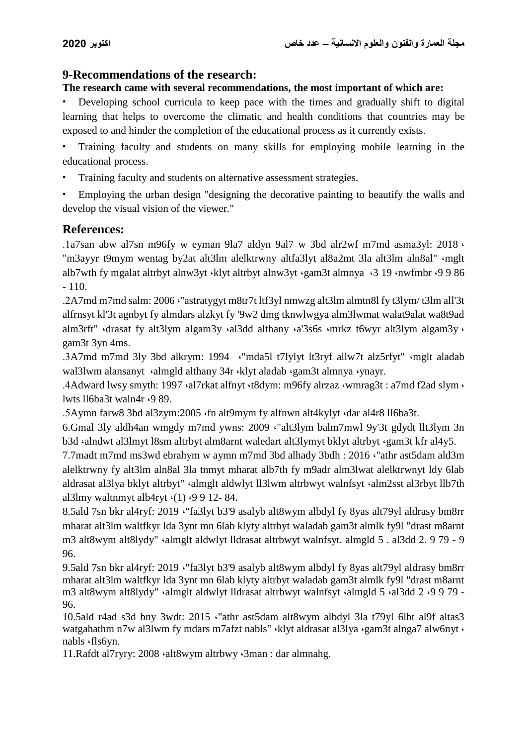## 9-Recommendations of the research:

**The research came with several recommendations, the most important of which are:**

- Developing school curricula to keep pace with the times and gradually shift to digital learning that helps to overcome the climatic and health conditions that countries may be exposed to and hinder the completion of the educational process as it currently exists.
- Training faculty and students on many skills for employing mobile learning in the educational process.
- Training faculty and students on alternative assessment strategies.
- Employing the urban design "designing the decorative painting to beautify the walls and develop the visual vision of the viewer."

## References:

.1a7san abw al7sn m96fy w eyman 9la7 aldyn 9al7 w 3bd alr2wf m7md asma3yl: 2018 ، "m3ayyr t9mym wentag by2at alt3lm alelktrwny altfa3lyt al8a2mt 3la alt3lm aln8al" ،mglt alb7wth fy mgalat altrbyt alnw3yt ،klyt altrbyt alnw3yt ،gam3t almnya ،3 19 ،nwfmbr ،9 9 86 - 110.

.2A7md m7md salm: 2006 ،"astratygyt m8tr7t ltf3yl nmwzg alt3lm almtn8l fy t3lym/ t3lm all'3t alfrnsyt kl'3t agnbyt fy almdars alzkyt fy '9w2 dmg tknwlwgya alm3lwmat walat9alat wa8t9ad alm3rft" ،drasat fy alt3lym algam3y ،al3dd althany ،a'3s6s ،mrkz t6wyr alt3lym algam3y ، gam3t 3yn 4ms.

.3A7md m7md 3ly 3bd alkrym: 1994 ،"mda5l t7lylyt lt3ryf allw7t alz5rfyt" ،mglt aladab wal3lwm alansanyt ،almgld althany 34r ،klyt aladab ،gam3t almnya ،ynayr.

.4Adward lwsy smyth: 1997 ،al7rkat alfnyt ،t8dym: m96fy alrzaz ،wmrag3t : a7md f2ad slym ، lwts ll6ba3t waln4r ،9 89.

.5Aymn farw8 3bd al3zym:2005 ،fn alt9mym fy alfnwn alt4kylyt ،dar al4r8 ll6ba3t.

6.Gmal 3ly aldh4an wmgdy m7md ywns: 2009 ،"alt3lym balm7mwl 9y'3t gdydt llt3lym 3n b3d ،alndwt al3lmyt l8sm altrbyt alm8arnt waledart alt3lymyt bklyt altrbyt ،gam3t kfr al4y5.

7.7madt m7md ms3wd ebrahym w aymn m7md 3bd alhady 3bdh : 2016 ،"athr ast5dam ald3m alelktrwny fy alt3lm aln8al 3la tnmyt mharat alb7th fy m9adr alm3lwat alelktrwnyt ldy 6lab aldrasat al3lya bklyt altrbyt" ،almglt aldwlyt ll3lwm altrbwyt walnfsyt ،alm2sst al3rbyt llb7th al3lmy waltnmyt alb4ryt ،(1) ،9 9 12- 84.

8.5ald 7sn bkr al4ryf: 2019 ،"fa3lyt b3'9 asalyb alt8wym albdyl fy 8yas alt79yl aldrasy bm8rr mharat alt3lm waltfkyr lda 3ynt mn 6lab klyty altrbyt waladab gam3t almlk fy9l "drast m8arnt m3 alt8wym alt8lydy" ،almglt aldwlyt lldrasat altrbwyt walnfsyt. almgld 5 . al3dd 2. 9 79 - 9 96.

9.5ald 7sn bkr al4ryf: 2019 ،"fa3lyt b3'9 asalyb alt8wym albdyl fy 8yas alt79yl aldrasy bm8rr mharat alt3lm waltfkyr lda 3ynt mn 6lab klyty altrbyt waladab gam3t almlk fy9l "drast m8arnt m3 alt8wym alt8lydy" ،almglt aldwlyt lldrasat altrbwyt walnfsyt ،almgld 5 ،al3dd 2 ،9 9 79 - 96.

10.5ald r4ad s3d bny 3wdt: 2015 ،"athr ast5dam alt8wym albdyl 3la t79yl 6lbt al9f altas3 watgahathm n7w al3lwm fy mdars m7afzt nabls" ،klyt aldrasat al3lya ،gam3t alnga7 alw6nyt ، nabls ،fls6yn.

11.Rafdt al7ryry: 2008 ،alt8wym altrbwy ،3man : dar almnahg.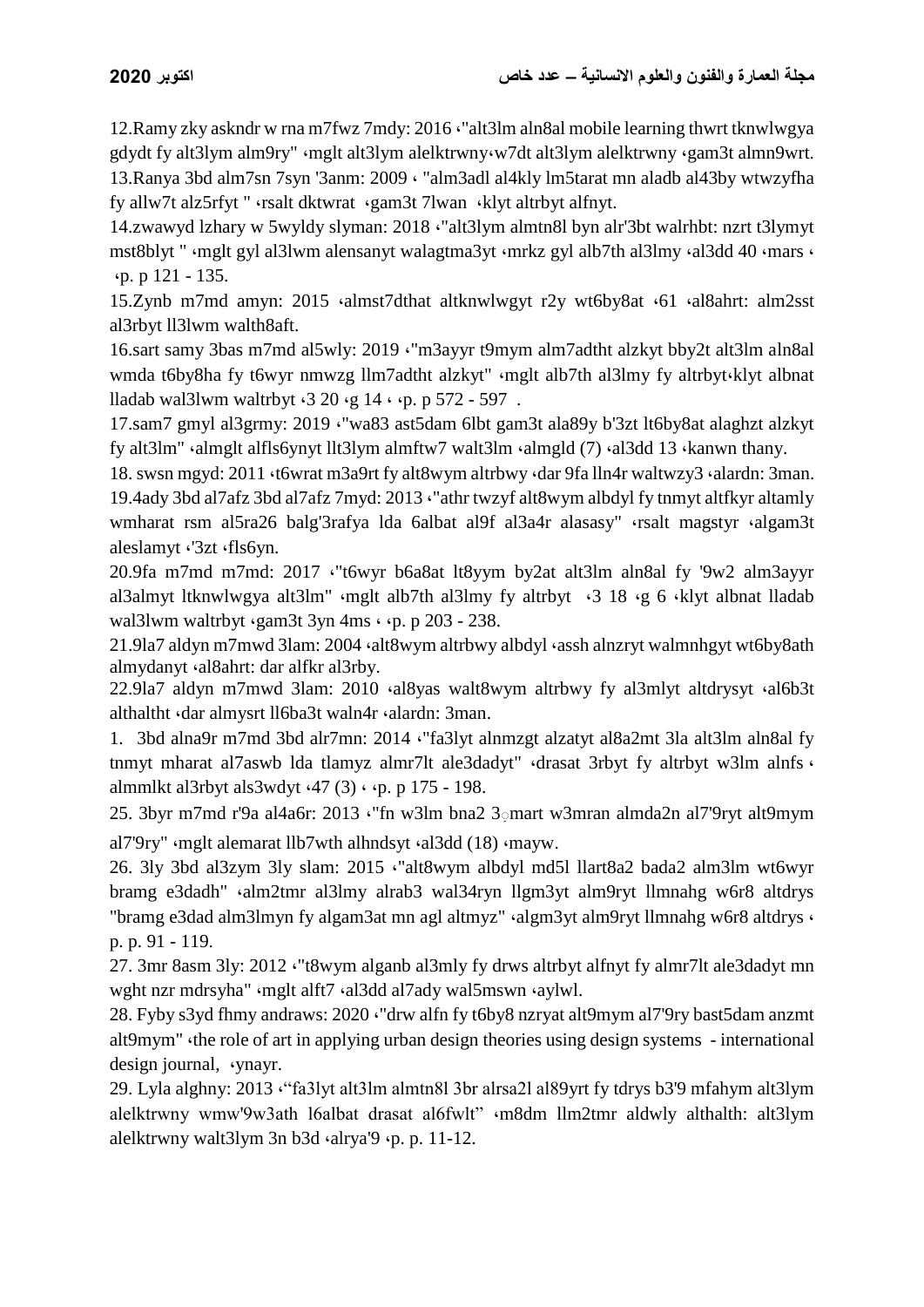12.Ramy zky askndr w rna m7fwz 7mdy: 2016 ،"alt3lm aln8al mobile learning thwrt tknwlwgya gdydt fy alt3lym alm9ry" ،mglt alt3lym alelktrwny،w7dt alt3lym alelktrwny ،gam3t almn9wrt.

13.Ranya 3bd alm7sn 7syn '3anm: 2009 ، "alm3adl al4kly lm5tarat mn aladb al43by wtwzyfha fy allw7t alz5rfyt " ،rsalt dktwrat ،gam3t 7lwan ،klyt altrbyt alfnyt.

14.zwawyd lzhary w 5wyldy slyman: 2018 ،"alt3lym almtn8l byn alr'3bt walrhbt: nzrt t3lymyt mst8blyt " ،mglt gyl al3lwm alensanyt walagtma3yt ،mrkz gyl alb7th al3lmy ،al3dd 40 ،mars ، ،p. p 121 - 135.

15.Zynb m7md amyn: 2015 ،almst7dthat altknwlwgyt r2y wt6by8at ،61 ،al8ahrt: alm2sst al3rbyt ll3lwm walth8aft.

16.sart samy 3bas m7md al5wly: 2019 ،"m3ayyr t9mym alm7adtht alzkyt bby2t alt3lm aln8al wmda t6by8ha fy t6wyr nmwzg llm7adtht alzkyt" ،mglt alb7th al3lmy fy altrbyt،klyt albnat lladab wal3lwm waltrbyt ،3 20 ،g 14 ، ،p. p 572 - 597 .

17.sam7 gmyl al3grmy: 2019 ،"wa83 ast5dam 6lbt gam3t ala89y b'3zt lt6by8at alaghzt alzkyt fy alt3lm" ،almglt alfls6ynyt llt3lym almftw7 walt3lm ،almgld (7) ،al3dd 13 ،kanwn thany.

18. swsn mgyd: 2011 ،t6wrat m3a9rt fy alt8wym altrbwy ،dar 9fa lln4r waltwzy3 ،alardn: 3man.

19.4ady 3bd al7afz 3bd al7afz 7myd: 2013 ،"athr twzyf alt8wym albdyl fy tnmyt altfkyr altamly wmharat rsm al5ra26 balg'3rafya lda 6albat al9f al3a4r alasasy" ،rsalt magstyr ،algam3t aleslamyt ،'3zt ،fls6yn.

20.9fa m7md m7md: 2017 ،"t6wyr b6a8at lt8yym by2at alt3lm aln8al fy '9w2 alm3ayyr al3almyt ltknwlwgya alt3lm" ،mglt alb7th al3lmy fy altrbyt ،3 18 ،g 6 ،klyt albnat lladab wal3lwm waltrbyt ،gam3t 3yn 4ms ، ،p. p 203 - 238.

21.9la7 aldyn m7mwd 3lam: 2004 ،alt8wym altrbwy albdyl ،assh alnzryt walmnhgyt wt6by8ath almydanyt ،al8ahrt: dar alfkr al3rby.

22.9la7 aldyn m7mwd 3lam: 2010 ،al8yas walt8wym altrbwy fy al3mlyt altdrysyt ،al6b3t althaltht ،dar almysrt ll6ba3t waln4r ،alardn: 3man.

1. 3bd alna9r m7md 3bd alr7mn: 2014 ،"fa3lyt alnmzgt alzatyt al8a2mt 3la alt3lm aln8al fy tnmyt mharat al7aswb lda tlamyz almr7lt ale3dadyt" ،drasat 3rbyt fy altrbyt w3lm alnfs ، almmlkt al3rbyt als3wdyt ،47 (3) ، ،p. p 175 - 198.

25. 3byr m7md r'9a al4a6r: 2013 ،"fn w3lm bna2 3ومart w3mran almda2n al7'9ryt alt9mym al7'9ry" ،mglt alemarat llb7wth alhndsyt ،al3dd (18) ،mayw.

26. 3ly 3bd al3zym 3ly slam: 2015 ،"alt8wym albdyl md5l llart8a2 bada2 alm3lm wt6wyr bramg e3dadh" ،alm2tmr al3lmy alrab3 wal34ryn llgm3yt alm9ryt llmnahg w6r8 altdrys "bramg e3dad alm3lmyn fy algam3at mn agl altmyz" ،algm3yt alm9ryt llmnahg w6r8 altdrys ، p. p. 91 - 119.

27. 3mr 8asm 3ly: 2012 ،"t8wym alganb al3mly fy drws altrbyt alfnyt fy almr7lt ale3dadyt mn wght nzr mdrsyha" ،mglt alft7 ،al3dd al7ady wal5mswn ،aylwl.

28. Fyby s3yd fhmy andraws: 2020 ،"drw alfn fy t6by8 nzryat alt9mym al7'9ry bast5dam anzmt alt9mym" ،the role of art in applying urban design theories using design systems - international design journal, ،ynayr.

29. Lyla alghny: 2013 ،"fa3lyt alt3lm almtn8l 3br alrsa2l al89yrt fy tdrys b3'9 mfahym alt3lym alelktrwny wmw'9w3ath l6albat drasat al6fwlt" ،m8dm llm2tmr aldwly althalth: alt3lym alelktrwny walt3lym 3n b3d ،alrya'9 ،p. p. 11-12.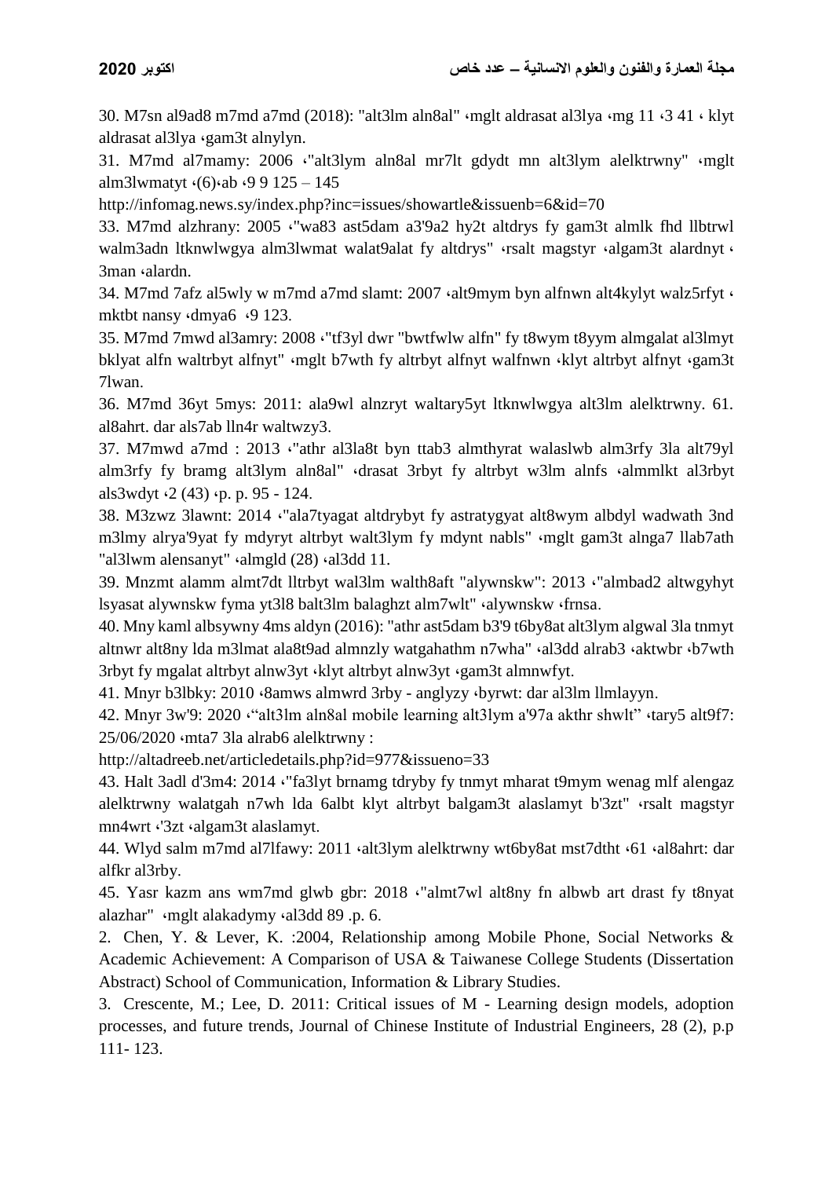30. M7sn al9ad8 m7md a7md (2018): "alt3lm aln8al" ،mglt aldrasat al3lya ،mg 11 ،3 41 ، klyt aldrasat al3lya ،gam3t alnylyn.

31. M7md al7mamy: 2006 ،"alt3lym aln8al mr7lt gdydt mn alt3lym alelktrwny" ،mglt alm3lwmatyt ،(6)،ab ،9 9 125 – 145

http://infomag.news.sy/index.php?inc=issues/showartle&issuenb=6&id=70

33. M7md alzhrany: 2005 ،"wa83 ast5dam a3'9a2 hy2t altdrys fy gam3t almlk fhd llbtrwl walm3adn ltknwlwgya alm3lwmat walat9alat fy altdrys" ،rsalt magstyr ،algam3t alardnyt ، 3man ،alardn.

34. M7md 7afz al5wly w m7md a7md slamt: 2007 ،alt9mym byn alfnwn alt4kylyt walz5rfyt ، mktbt nansy ،dmya6 ،9 123.

35. M7md 7mwd al3amry: 2008 ،"tf3yl dwr "bwtfwlw alfn" fy t8wym t8yym almgalat al3lmyt bklyat alfn waltrbyt alfnyt" ،mglt b7wth fy altrbyt alfnyt walfnwn ،klyt altrbyt alfnyt ،gam3t 7lwan.

36. M7md 36yt 5mys: 2011: ala9wl alnzryt waltary5yt ltknwlwgya alt3lm alelktrwny. 61. al8ahrt. dar als7ab lln4r waltwzy3.

37. M7mwd a7md : 2013 ،"athr al3la8t byn ttab3 almthyrat walaslwb alm3rfy 3la alt79yl alm3rfy fy bramg alt3lym aln8al" ،drasat 3rbyt fy altrbyt w3lm alnfs ،almmlkt al3rbyt als3wdyt ،2 (43) ،p. p. 95 - 124.

38. M3zwz 3lawnt: 2014 ،"ala7tyagat altdrybyt fy astratygyat alt8wym albdyl wadwath 3nd m3lmy alrya'9yat fy mdyryt altrbyt walt3lym fy mdynt nabls" ،mglt gam3t alnga7 llab7ath "al3lwm alensanyt" ،almgld (28) ،al3dd 11.

39. Mnzmt alamm almt7dt lltrbyt wal3lm walth8aft "alywnskw": 2013 ،"almbad2 altwgyhyt lsyasat alywnskw fyma yt3l8 balt3lm balaghzt alm7wlt" ،alywnskw ،frnsa.

40. Mny kaml albsywny 4ms aldyn (2016): "athr ast5dam b3'9 t6by8at alt3lym algwal 3la tnmyt altnwr alt8ny lda m3lmat ala8t9ad almnzly watgahathm n7wha" ،al3dd alrab3 ،aktwbr ،b7wth 3rbyt fy mgalat altrbyt alnw3yt ،klyt altrbyt alnw3yt ،gam3t almnwfyt.

41. Mnyr b3lbky: 2010 ،8amws almwrd 3rby - anglyzy ،byrwt: dar al3lm llmlayyn.

42. Mnyr 3w'9: 2020 ،"alt3lm aln8al mobile learning alt3lym a'97a akthr shwlt" ،tary5 alt9f7: 25/06/2020 ،mta7 3la alrab6 alelktrwny :

http://altadreeb.net/articledetails.php?id=977&issueno=33

43. Halt 3adl d'3m4: 2014 ،"fa3lyt brnamg tdryby fy tnmyt mharat t9mym wenag mlf alengaz alelktrwny walatgah n7wh lda 6albt klyt altrbyt balgam3t alaslamyt b'3zt" ،rsalt magstyr mn4wrt ،'3zt ،algam3t alaslamyt.

44. Wlyd salm m7md al7lfawy: 2011 ،alt3lym alelktrwny wt6by8at mst7dtht ،61 ،al8ahrt: dar alfkr al3rby.

45. Yasr kazm ans wm7md glwb gbr: 2018 ،"almt7wl alt8ny fn albwb art drast fy t8nyat alazhar" ،mglt alakadymy ،al3dd 89 .p. 6.

2. Chen, Y. & Lever, K. :2004, Relationship among Mobile Phone, Social Networks & Academic Achievement: A Comparison of USA & Taiwanese College Students (Dissertation Abstract) School of Communication, Information & Library Studies.

3. Crescente, M.; Lee, D. 2011: Critical issues of M - Learning design models, adoption processes, and future trends, Journal of Chinese Institute of Industrial Engineers, 28 (2), p.p 111- 123.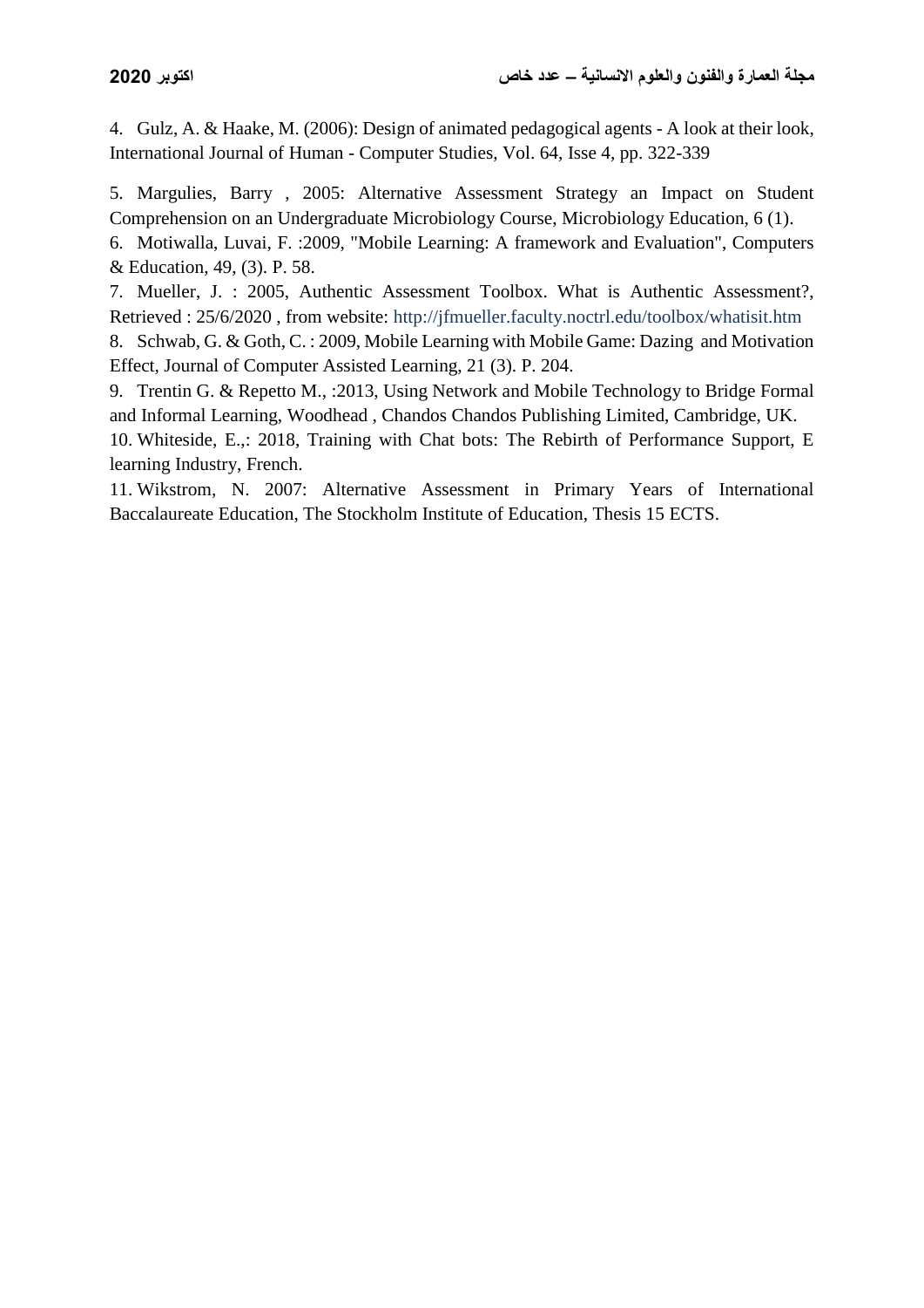4. Gulz, A. & Haake, M. (2006): Design of animated pedagogical agents - A look at their look, International Journal of Human - Computer Studies, Vol. 64, Isse 4, pp. 322-339

5. Margulies, Barry , 2005: Alternative Assessment Strategy an Impact on Student Comprehension on an Undergraduate Microbiology Course, Microbiology Education, 6 (1).

6. Motiwalla, Luvai, F. :2009, "Mobile Learning: A framework and Evaluation", Computers & Education, 49, (3). P. 58.

7. Mueller, J. : 2005, Authentic Assessment Toolbox. What is Authentic Assessment?, Retrieved : 25/6/2020 , from website: http://jfmueller.faculty.noctrl.edu/toolbox/whatisit.htm

8. Schwab, G. & Goth, C. : 2009, Mobile Learning with Mobile Game: Dazing and Motivation Effect, Journal of Computer Assisted Learning, 21 (3). P. 204.

9. Trentin G. & Repetto M., :2013, Using Network and Mobile Technology to Bridge Formal and Informal Learning, Woodhead , Chandos Chandos Publishing Limited, Cambridge, UK.

10. Whiteside, E.,: 2018, Training with Chat bots: The Rebirth of Performance Support, E learning Industry, French.

11. Wikstrom, N. 2007: Alternative Assessment in Primary Years of International Baccalaureate Education, The Stockholm Institute of Education, Thesis 15 ECTS.